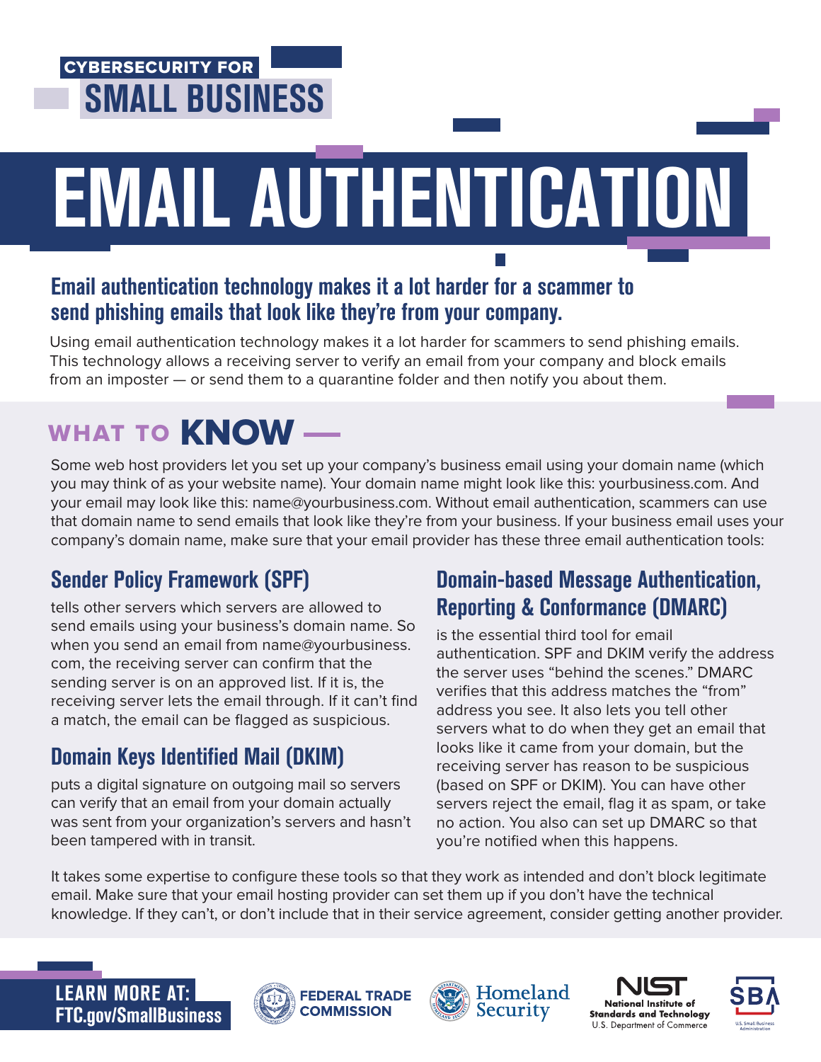**CYBERSECURITY FOR SMALL BUSINESS**

# EMAIL AUTHENTICATION

## Email authentication technology makes it a lot harder for a scammer to send phishing emails that look like they're from your company.

Using email authentication technology makes it a lot harder for scammers to send phishing emails. This technology allows a receiving server to verify an email from your company and block emails from an imposter — or send them to a quarantine folder and then notify you about them.

## WHAT TO KNOW —

Some web host providers let you set up your company's business email using your domain name (which you may think of as your website name). Your domain name might look like this: yourbusiness.com. And your email may look like this: name@yourbusiness.com. Without email authentication, scammers can use that domain name to send emails that look like they're from your business. If your business email uses your company's domain name, make sure that your email provider has these three email authentication tools:

### Sender Policy Framework (SPF)

tells other servers which servers are allowed to send emails using your business's domain name. So when you send an email from name@yourbusiness.com, the receiving server can confirm that the sending server is on an approved list. If it is, the receiving server lets the email through. If it can't find a match, the email can be flagged as suspicious.

### Domain Keys Identified Mail (DKIM)

puts a digital signature on outgoing mail so servers can verify that an email from your domain actually was sent from your organization's servers and hasn't been tampered with in transit.

### Domain-based Message Authentication, Reporting & Conformance (DMARC)

is the essential third tool for email authentication. SPF and DKIM verify the address the server uses "behind the scenes." DMARC verifies that this address matches the "from" address you see. It also lets you tell other servers what to do when they get an email that looks like it came from your domain, but the receiving server has reason to be suspicious (based on SPF or DKIM). You can have other servers reject the email, flag it as spam, or take no action. You also can set up DMARC so that you're notified when this happens.

It takes some expertise to configure these tools so that they work as intended and don't block legitimate email. Make sure that your email hosting provider can set them up if you don't have the technical knowledge. If they can't, or don't include that in their service agreement, consider getting another provider.

**LEARN MORE AT: FTC.gov/SmallBusiness**

FEDERAL TRADE COMMISSION | Homeland Security | NIST National Institute of Standards and Technology U.S. Department of Commerce | SBA U.S. Small Business Administration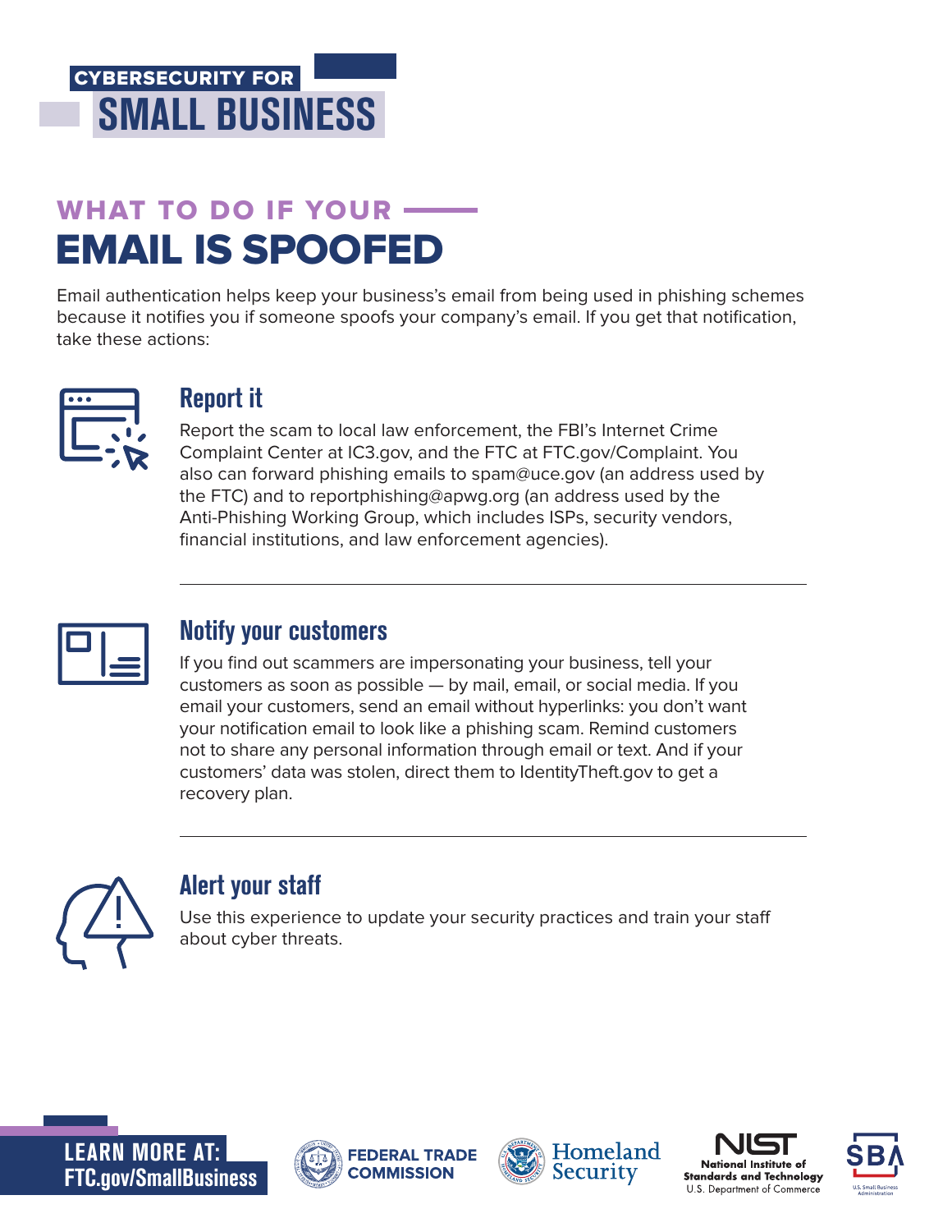CYBERSECURITY FOR

# SMALL BUSINESS

WHAT TO DO IF YOUR

## EMAIL IS SPOOFED

Email authentication helps keep your business's email from being used in phishing schemes because it notifies you if someone spoofs your company's email. If you get that notification, take these actions:

### Report it

Report the scam to local law enforcement, the FBI's Internet Crime Complaint Center at IC3.gov, and the FTC at FTC.gov/Complaint. You also can forward phishing emails to spam@uce.gov (an address used by the FTC) and to reportphishing@apwg.org (an address used by the Anti-Phishing Working Group, which includes ISPs, security vendors, financial institutions, and law enforcement agencies).

### Notify your customers

If you find out scammers are impersonating your business, tell your customers as soon as possible — by mail, email, or social media. If you email your customers, send an email without hyperlinks: you don't want your notification email to look like a phishing scam. Remind customers not to share any personal information through email or text. And if your customers' data was stolen, direct them to IdentityTheft.gov to get a recovery plan.

### Alert your staff

Use this experience to update your security practices and train your staff about cyber threats.

**LEARN MORE AT: FTC.gov/SmallBusiness**

FEDERAL TRADE COMMISSION | Homeland Security | NIST National Institute of Standards and Technology U.S. Department of Commerce | SBA U.S. Small Business Administration